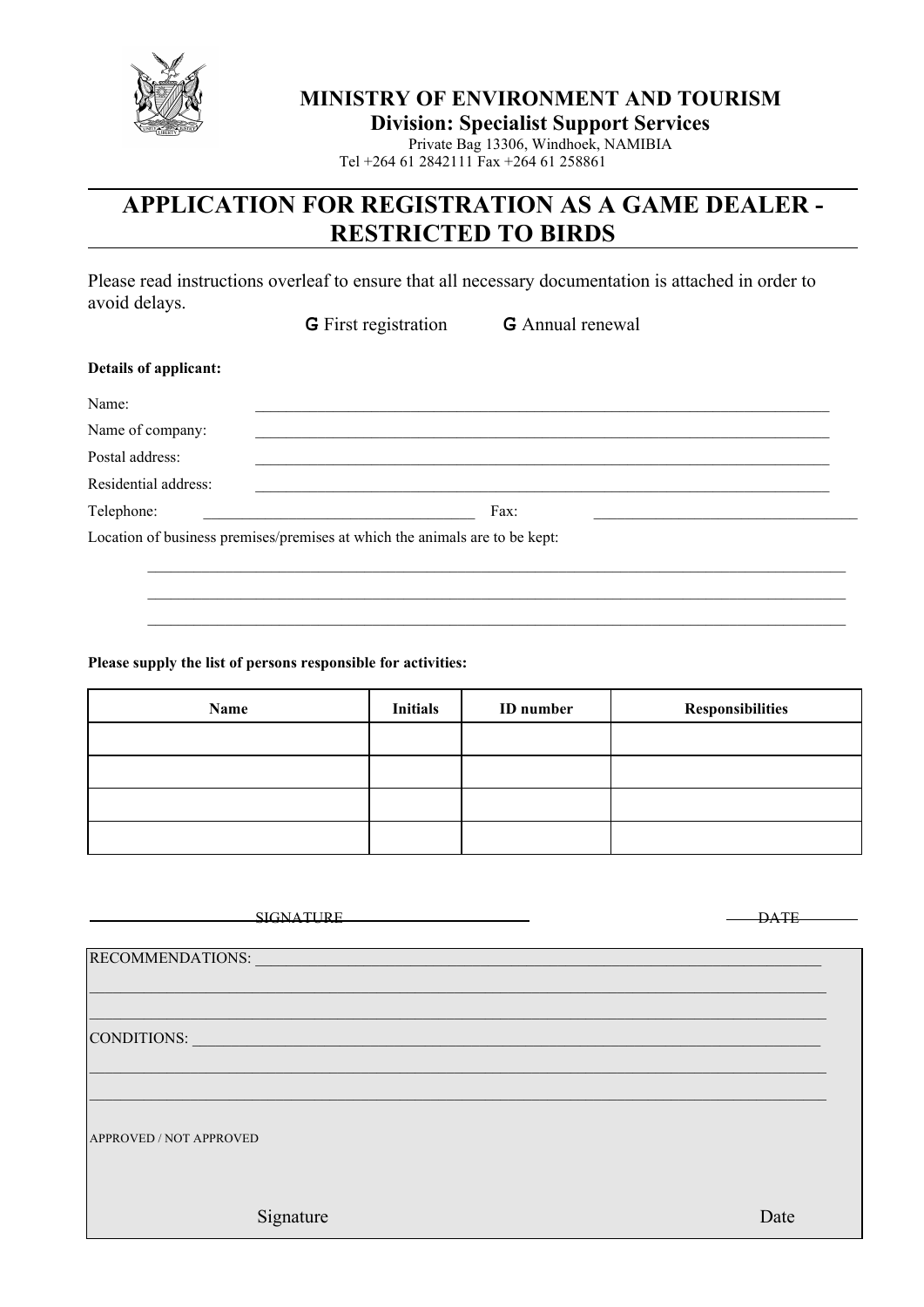**MINISTRY OF ENVIRONMENT AND TOURISM**
**Division: Specialist Support Services**
Private Bag 13306, Windhoek, NAMIBIA
Tel +264 61 2842111 Fax +264 61 258861

# APPLICATION FOR REGISTRATION AS A GAME DEALER - RESTRICTED TO BIRDS

Please read instructions overleaf to ensure that all necessary documentation is attached in order to avoid delays.

G First registration G Annual renewal

**Details of applicant:**

Name: ______________________________________________

Name of company: ______________________________________________

Postal address: ______________________________________________

Residential address: ______________________________________________

Telephone: ______________________ Fax: ______________________

Location of business premises/premises at which the animals are to be kept:

______________________________________________

______________________________________________

______________________________________________

**Please supply the list of persons responsible for activities:**

| Name | Initials | ID number | Responsibilities |
|---|---|---|---|
| | | | |
| | | | |
| | | | |
| | | | |

SIGNATURE DATE

RECOMMENDATIONS: ______________________________________________

______________________________________________

______________________________________________

CONDITIONS: ______________________________________________

______________________________________________

______________________________________________

APPROVED / NOT APPROVED

Signature Date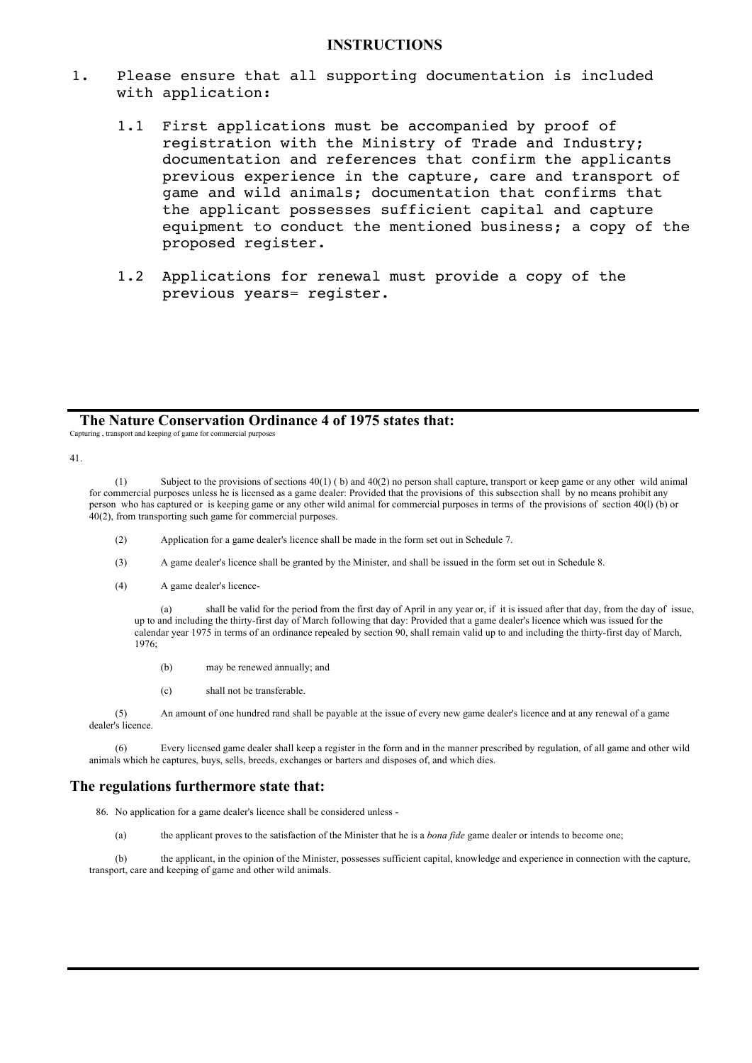## INSTRUCTIONS

1. Please ensure that all supporting documentation is included with application:

   1.1 First applications must be accompanied by proof of registration with the Ministry of Trade and Industry; documentation and references that confirm the applicants previous experience in the capture, care and transport of game and wild animals; documentation that confirms that the applicant possesses sufficient capital and capture equipment to conduct the mentioned business; a copy of the proposed register.

   1.2 Applications for renewal must provide a copy of the previous years= register.

---

## The Nature Conservation Ordinance 4 of 1975 states that:

Capturing , transport and keeping of game for commercial purposes

41.

(1) Subject to the provisions of sections 40(1) ( b) and 40(2) no person shall capture, transport or keep game or any other wild animal for commercial purposes unless he is licensed as a game dealer: Provided that the provisions of this subsection shall by no means prohibit any person who has captured or is keeping game or any other wild animal for commercial purposes in terms of the provisions of section 40(l) (b) or 40(2), from transporting such game for commercial purposes.

(2) Application for a game dealer's licence shall be made in the form set out in Schedule 7.

(3) A game dealer's licence shall be granted by the Minister, and shall be issued in the form set out in Schedule 8.

(4) A game dealer's licence-

(a) shall be valid for the period from the first day of April in any year or, if it is issued after that day, from the day of issue, up to and including the thirty-first day of March following that day: Provided that a game dealer's licence which was issued for the calendar year 1975 in terms of an ordinance repealed by section 90, shall remain valid up to and including the thirty-first day of March, 1976;

(b) may be renewed annually; and

(c) shall not be transferable.

(5) An amount of one hundred rand shall be payable at the issue of every new game dealer's licence and at any renewal of a game dealer's licence.

(6) Every licensed game dealer shall keep a register in the form and in the manner prescribed by regulation, of all game and other wild animals which he captures, buys, sells, breeds, exchanges or barters and disposes of, and which dies.

## The regulations furthermore state that:

86. No application for a game dealer's licence shall be considered unless -

(a) the applicant proves to the satisfaction of the Minister that he is a *bona fide* game dealer or intends to become one;

(b) the applicant, in the opinion of the Minister, possesses sufficient capital, knowledge and experience in connection with the capture, transport, care and keeping of game and other wild animals.